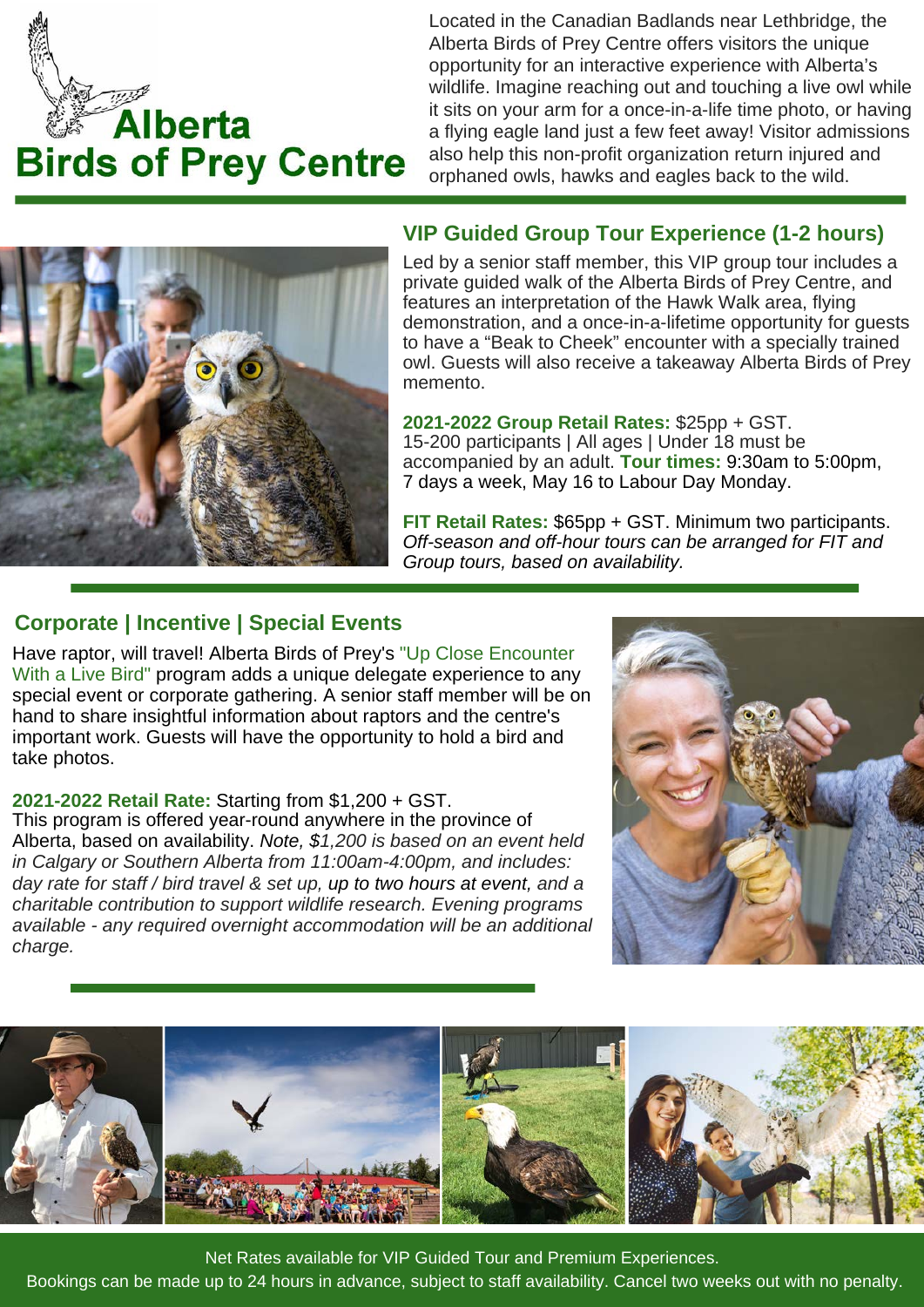# Alberta Birds of Prey Centre

Located in the Canadian Badlands near Lethbridge, the Alberta Birds of Prey Centre offers visitors the unique opportunity for an interactive experience with Alberta's wildlife. Imagine reaching out and touching a live owl while it sits on your arm for a once-in-a-life time photo, or having a flying eagle land just a few feet away! Visitor admissions also help this non-profit organization return injured and orphaned owls, hawks and eagles back to the wild.

## VIP Guided Group Tour Experience (1-2 hours)

Led by a senior staff member, this VIP group tour includes a private guided walk of the Alberta Birds of Prey Centre, and features an interpretation of the Hawk Walk area, flying demonstration, and a once-in-a-lifetime opportunity for guests to have a "Beak to Cheek" encounter with a specially trained owl. Guests will also receive a takeaway Alberta Birds of Prey memento.

**2021-2022 Group Retail Rates:** $25pp + GST. 15-200 participants | All ages | Under 18 must be accompanied by an adult. **Tour times:** 9:30am to 5:00pm, 7 days a week, May 16 to Labour Day Monday.

**FIT Retail Rates:** $65pp + GST. Minimum two participants. *Off-season and off-hour tours can be arranged for FIT and Group tours, based on availability.*

## Corporate | Incentive | Special Events

Have raptor, will travel! Alberta Birds of Prey's "Up Close Encounter With a Live Bird" program adds a unique delegate experience to any special event or corporate gathering. A senior staff member will be on hand to share insightful information about raptors and the centre's important work. Guests will have the opportunity to hold a bird and take photos.

**2021-2022 Retail Rate:** Starting from $1,200 + GST. This program is offered year-round anywhere in the province of Alberta, based on availability. *Note, $1,200 is based on an event held in Calgary or Southern Alberta from 11:00am-4:00pm, and includes: day rate for staff / bird travel & set up,* up to two hours at event, *and a charitable contribution to support wildlife research. Evening programs available - any required overnight accommodation will be an additional charge.*

Net Rates available for VIP Guided Tour and Premium Experiences.
Bookings can be made up to 24 hours in advance, subject to staff availability. Cancel two weeks out with no penalty.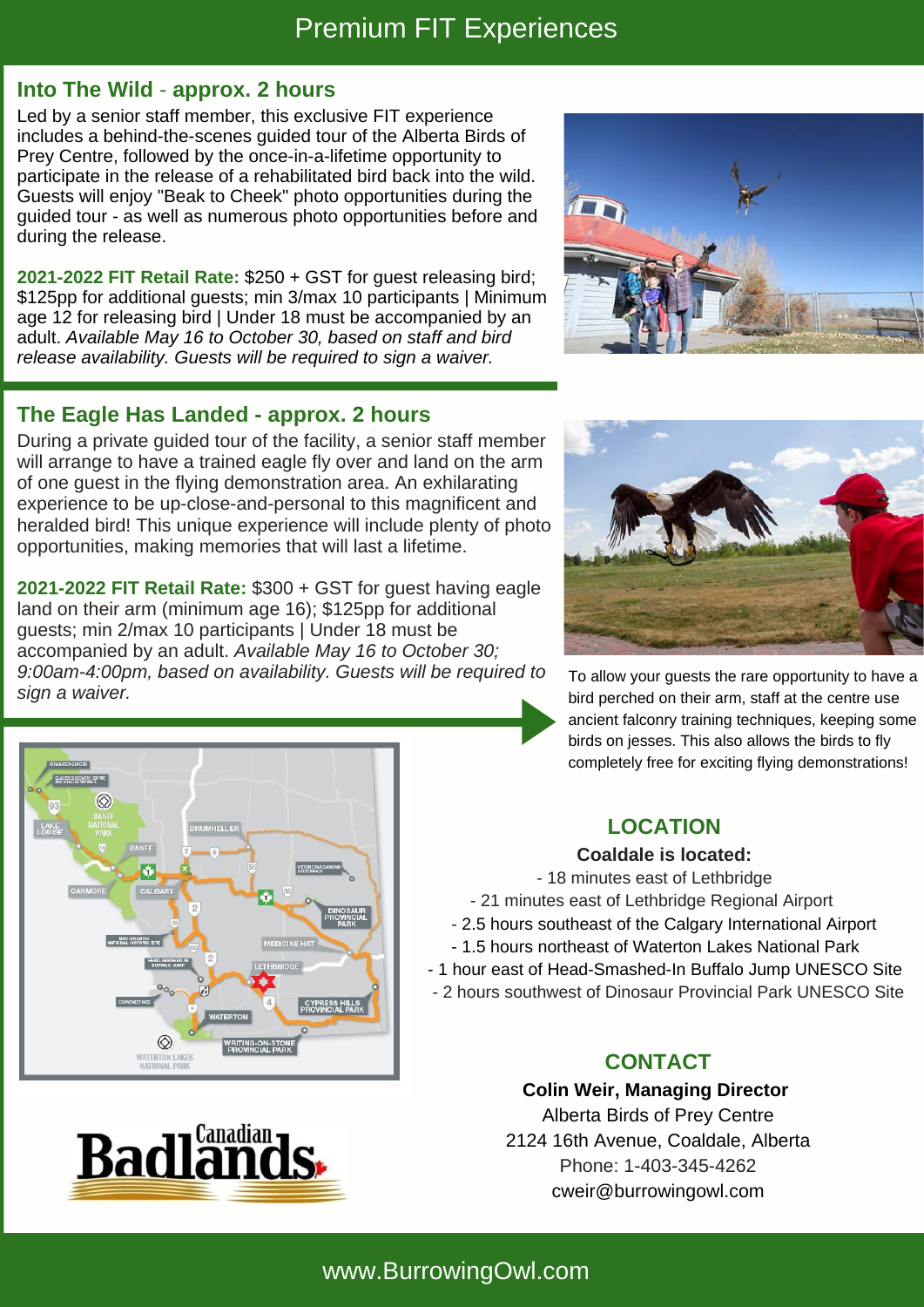# Premium FIT Experiences

## Into The Wild - approx. 2 hours

Led by a senior staff member, this exclusive FIT experience includes a behind-the-scenes guided tour of the Alberta Birds of Prey Centre, followed by the once-in-a-lifetime opportunity to participate in the release of a rehabilitated bird back into the wild. Guests will enjoy "Beak to Cheek" photo opportunities during the guided tour - as well as numerous photo opportunities before and during the release.

**2021-2022 FIT Retail Rate:** $250 + GST for guest releasing bird; $125pp for additional guests; min 3/max 10 participants | Minimum age 12 for releasing bird | Under 18 must be accompanied by an adult. *Available May 16 to October 30, based on staff and bird release availability. Guests will be required to sign a waiver.*

## The Eagle Has Landed - approx. 2 hours

During a private guided tour of the facility, a senior staff member will arrange to have a trained eagle fly over and land on the arm of one guest in the flying demonstration area. An exhilarating experience to be up-close-and-personal to this magnificent and heralded bird! This unique experience will include plenty of photo opportunities, making memories that will last a lifetime.

**2021-2022 FIT Retail Rate:** $300 + GST for guest having eagle land on their arm (minimum age 16); $125pp for additional guests; min 2/max 10 participants | Under 18 must be accompanied by an adult. *Available May 16 to October 30; 9:00am-4:00pm, based on availability. Guests will be required to sign a waiver.*

To allow your guests the rare opportunity to have a bird perched on their arm, staff at the centre use ancient falconry training techniques, keeping some birds on jesses. This also allows the birds to fly completely free for exciting flying demonstrations!

## LOCATION

**Coaldale is located:**

- 18 minutes east of Lethbridge
- 21 minutes east of Lethbridge Regional Airport
- 2.5 hours southeast of the Calgary International Airport
- 1.5 hours northeast of Waterton Lakes National Park
- 1 hour east of Head-Smashed-In Buffalo Jump UNESCO Site
- 2 hours southwest of Dinosaur Provincial Park UNESCO Site

## CONTACT

**Colin Weir, Managing Director**
Alberta Birds of Prey Centre
2124 16th Avenue, Coaldale, Alberta
Phone: 1-403-345-4262
cweir@burrowingowl.com

www.BurrowingOwl.com